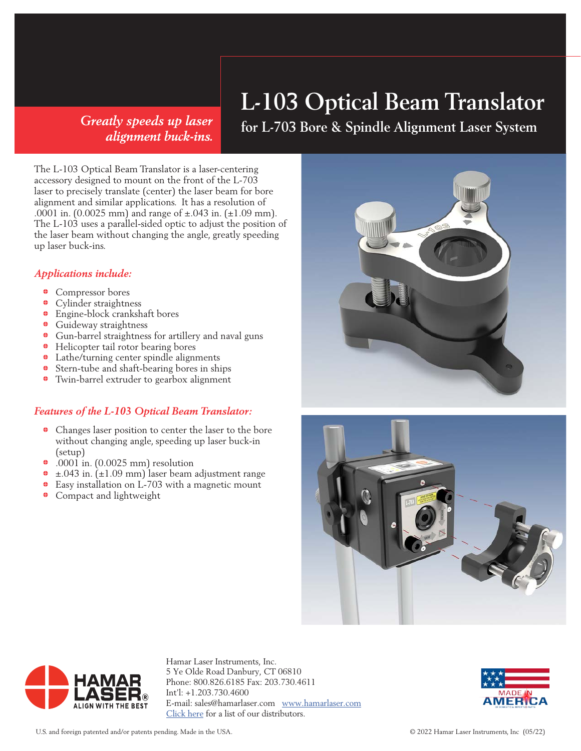*Greatly speeds up laser alignment buck-ins.*

# L-103 Optical Beam Translator

## for L-703 Bore & Spindle Alignment Laser System

The L-103 Optical Beam Translator is a laser-centering accessory designed to mount on the front of the L-703 laser to precisely translate (center) the laser beam for bore alignment and similar applications. It has a resolution of .0001 in. (0.0025 mm) and range of ±.043 in. (±1.09 mm). The L-103 uses a parallel-sided optic to adjust the position of the laser beam without changing the angle, greatly speeding up laser buck-ins.

### *Applications include:*

- Compressor bores
- Cylinder straightness
- Engine-block crankshaft bores
- Guideway straightness
- Gun-barrel straightness for artillery and naval guns
- Helicopter tail rotor bearing bores
- Lathe/turning center spindle alignments
- Stern-tube and shaft-bearing bores in ships
- Twin-barrel extruder to gearbox alignment

### *Features of the L-103 Optical Beam Translator:*

- Changes laser position to center the laser to the bore without changing angle, speeding up laser buck-in (setup)
- .0001 in. (0.0025 mm) resolution
- ±.043 in. (±1.09 mm) laser beam adjustment range
- Easy installation on L-703 with a magnetic mount
- Compact and lightweight

HAMAR LASER® ALIGN WITH THE BEST

Hamar Laser Instruments, Inc.
5 Ye Olde Road Danbury, CT 06810
Phone: 800.826.6185 Fax: 203.730.4611
Int'l: +1.203.730.4600
E-mail: sales@hamarlaser.com [www.hamarlaser.com](http://www.hamarlaser.com)
[Click here](#) for a list of our distributors.

MADE IN AMERICA

U.S. and foreign patented and/or patents pending. Made in the USA.

© 2022 Hamar Laser Instruments, Inc (05/22)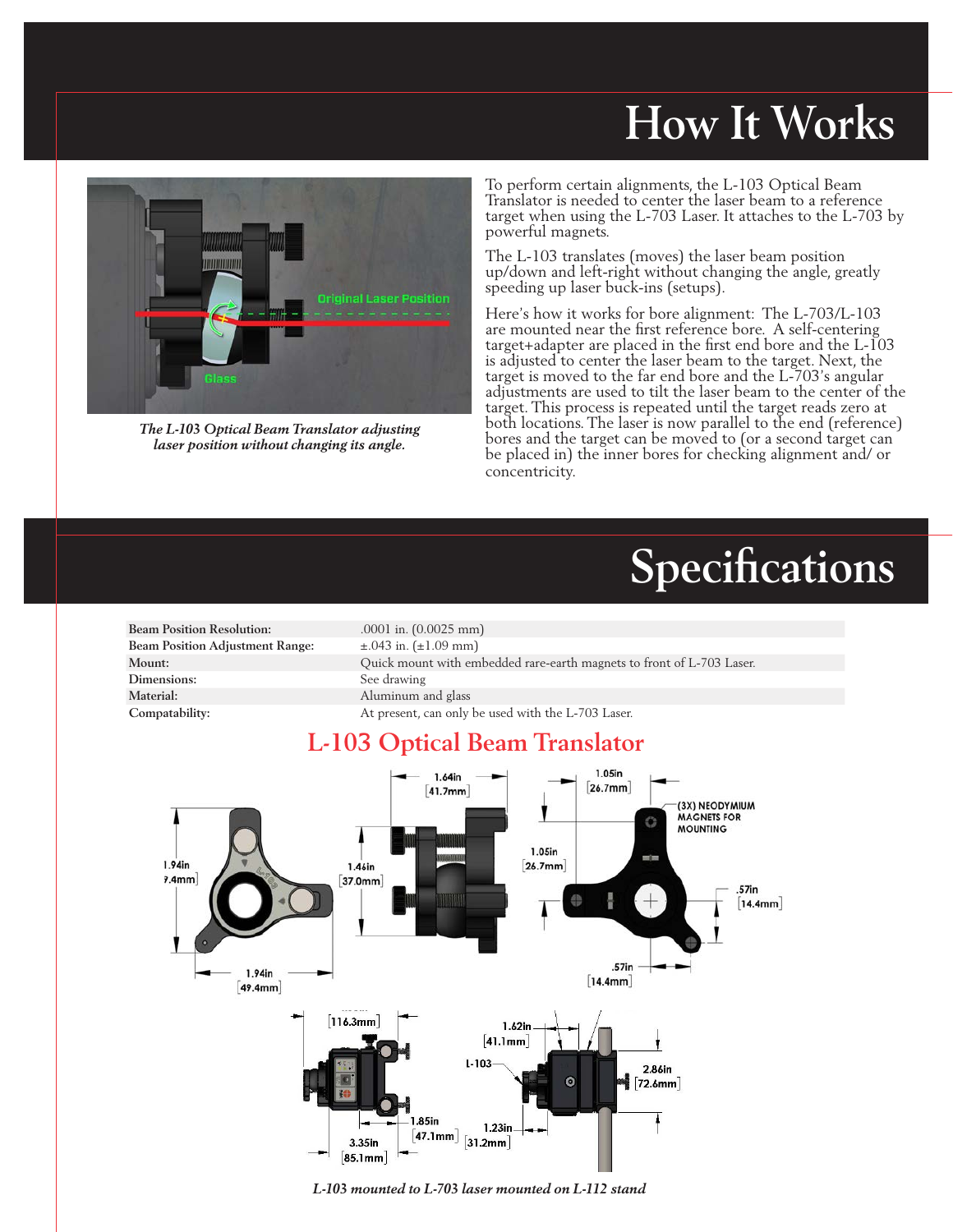# How It Works

Original Laser Position

Glass

*The L-103 Optical Beam Translator adjusting laser position without changing its angle.*

To perform certain alignments, the L-103 Optical Beam Translator is needed to center the laser beam to a reference target when using the L-703 Laser. It attaches to the L-703 by powerful magnets.

The L-103 translates (moves) the laser beam position up/down and left-right without changing the angle, greatly speeding up laser buck-ins (setups).

Here's how it works for bore alignment: The L-703/L-103 are mounted near the first reference bore. A self-centering target+adapter are placed in the first end bore and the L-103 is adjusted to center the laser beam to the target. Next, the target is moved to the far end bore and the L-703's angular adjustments are used to tilt the laser beam to the center of the target. This process is repeated until the target reads zero at both locations. The laser is now parallel to the end (reference) bores and the target can be moved to (or a second target can be placed in) the inner bores for checking alignment and/ or concentricity.

# Specifications

| | |
|---|---|
| **Beam Position Resolution:** | .0001 in. (0.0025 mm) |
| **Beam Position Adjustment Range:** | ±.043 in. (±1.09 mm) |
| **Mount:** | Quick mount with embedded rare-earth magnets to front of L-703 Laser. |
| **Dimensions:** | See drawing |
| **Material:** | Aluminum and glass |
| **Compatability:** | At present, can only be used with the L-703 Laser. |

## L-103 Optical Beam Translator

1.94in [49.4mm]

1.94in [49.4mm]

1.64in [41.7mm]

1.46in [37.0mm]

1.05in [26.7mm]

1.05in [26.7mm]

(3X) NEODYMIUM MAGNETS FOR MOUNTING

.57in [14.4mm]

.57in [14.4mm]

[116.3mm]

1.85in [47.1mm]

3.35in [85.1mm]

1.62in [41.1mm]

L-103

2.86in [72.6mm]

1.23in [31.2mm]

*L-103 mounted to L-703 laser mounted on L-112 stand*